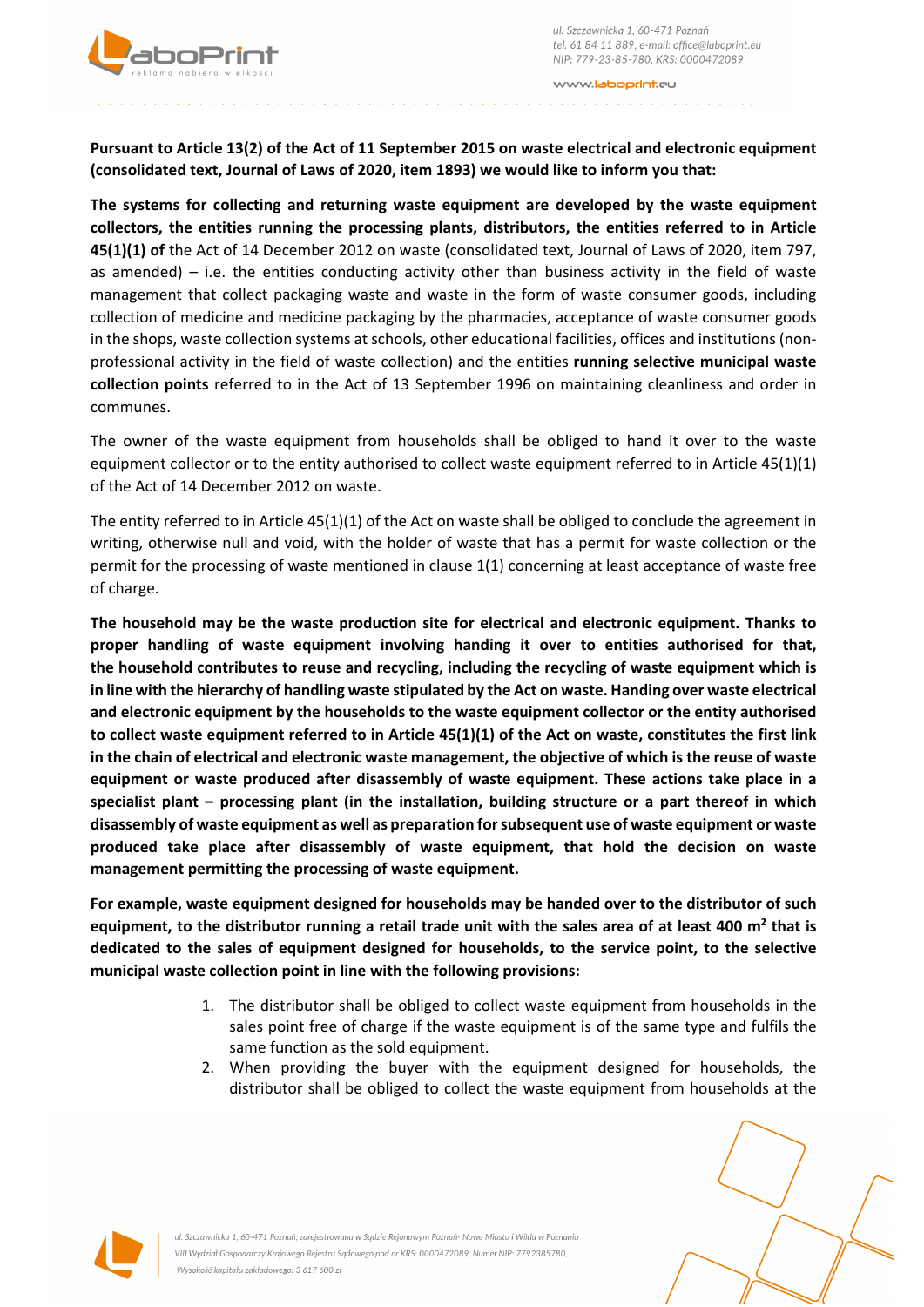**Pursuant to Article 13(2) of the Act of 11 September 2015 on waste electrical and electronic equipment (consolidated text, Journal of Laws of 2020, item 1893) we would like to inform you that:**

**The systems for collecting and returning waste equipment are developed by the waste equipment collectors, the entities running the processing plants, distributors, the entities referred to in Article 45(1)(1) of** the Act of 14 December 2012 on waste (consolidated text, Journal of Laws of 2020, item 797, as amended) – i.e. the entities conducting activity other than business activity in the field of waste management that collect packaging waste and waste in the form of waste consumer goods, including collection of medicine and medicine packaging by the pharmacies, acceptance of waste consumer goods in the shops, waste collection systems at schools, other educational facilities, offices and institutions (non-professional activity in the field of waste collection) and the entities **running selective municipal waste collection points** referred to in the Act of 13 September 1996 on maintaining cleanliness and order in communes.

The owner of the waste equipment from households shall be obliged to hand it over to the waste equipment collector or to the entity authorised to collect waste equipment referred to in Article 45(1)(1) of the Act of 14 December 2012 on waste.

The entity referred to in Article 45(1)(1) of the Act on waste shall be obliged to conclude the agreement in writing, otherwise null and void, with the holder of waste that has a permit for waste collection or the permit for the processing of waste mentioned in clause 1(1) concerning at least acceptance of waste free of charge.

**The household may be the waste production site for electrical and electronic equipment. Thanks to proper handling of waste equipment involving handing it over to entities authorised for that, the household contributes to reuse and recycling, including the recycling of waste equipment which is in line with the hierarchy of handling waste stipulated by the Act on waste. Handing over waste electrical and electronic equipment by the households to the waste equipment collector or the entity authorised to collect waste equipment referred to in Article 45(1)(1) of the Act on waste, constitutes the first link in the chain of electrical and electronic waste management, the objective of which is the reuse of waste equipment or waste produced after disassembly of waste equipment. These actions take place in a specialist plant – processing plant (in the installation, building structure or a part thereof in which disassembly of waste equipment as well as preparation for subsequent use of waste equipment or waste produced after disassembly of waste equipment, that hold the decision on waste management permitting the processing of waste equipment.**

**For example, waste equipment designed for households may be handed over to the distributor of such equipment, to the distributor running a retail trade unit with the sales area of at least 400 m$^2$ that is dedicated to the sales of equipment designed for households, to the service point, to the selective municipal waste collection point in line with the following provisions:**

1. The distributor shall be obliged to collect waste equipment from households in the sales point free of charge if the waste equipment is of the same type and fulfils the same function as the sold equipment.
2. When providing the buyer with the equipment designed for households, the distributor shall be obliged to collect the waste equipment from households at the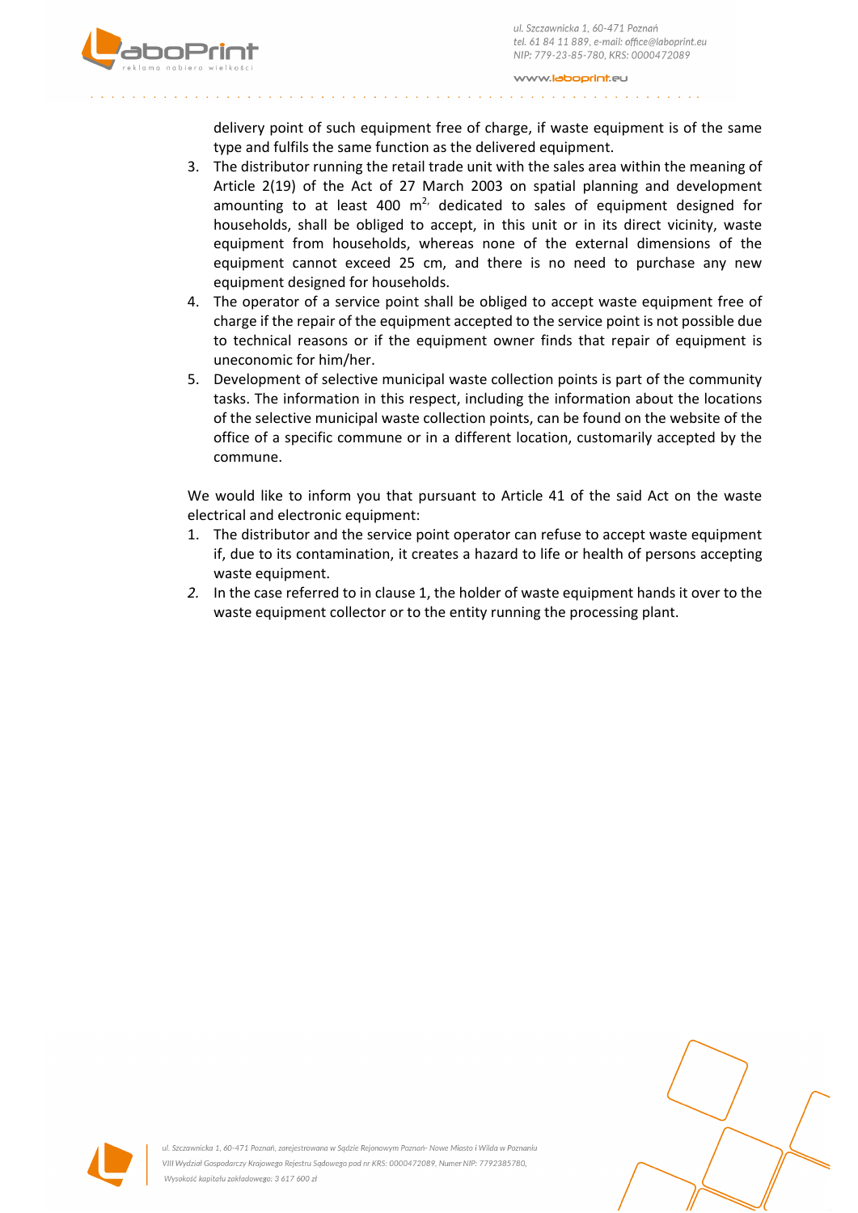delivery point of such equipment free of charge, if waste equipment is of the same type and fulfils the same function as the delivered equipment.

3. The distributor running the retail trade unit with the sales area within the meaning of Article 2(19) of the Act of 27 March 2003 on spatial planning and development amounting to at least 400 $m^{2,}$ dedicated to sales of equipment designed for households, shall be obliged to accept, in this unit or in its direct vicinity, waste equipment from households, whereas none of the external dimensions of the equipment cannot exceed 25 cm, and there is no need to purchase any new equipment designed for households.
4. The operator of a service point shall be obliged to accept waste equipment free of charge if the repair of the equipment accepted to the service point is not possible due to technical reasons or if the equipment owner finds that repair of equipment is uneconomic for him/her.
5. Development of selective municipal waste collection points is part of the community tasks. The information in this respect, including the information about the locations of the selective municipal waste collection points, can be found on the website of the office of a specific commune or in a different location, customarily accepted by the commune.

We would like to inform you that pursuant to Article 41 of the said Act on the waste electrical and electronic equipment:

1. The distributor and the service point operator can refuse to accept waste equipment if, due to its contamination, it creates a hazard to life or health of persons accepting waste equipment.
2. In the case referred to in clause 1, the holder of waste equipment hands it over to the waste equipment collector or to the entity running the processing plant.